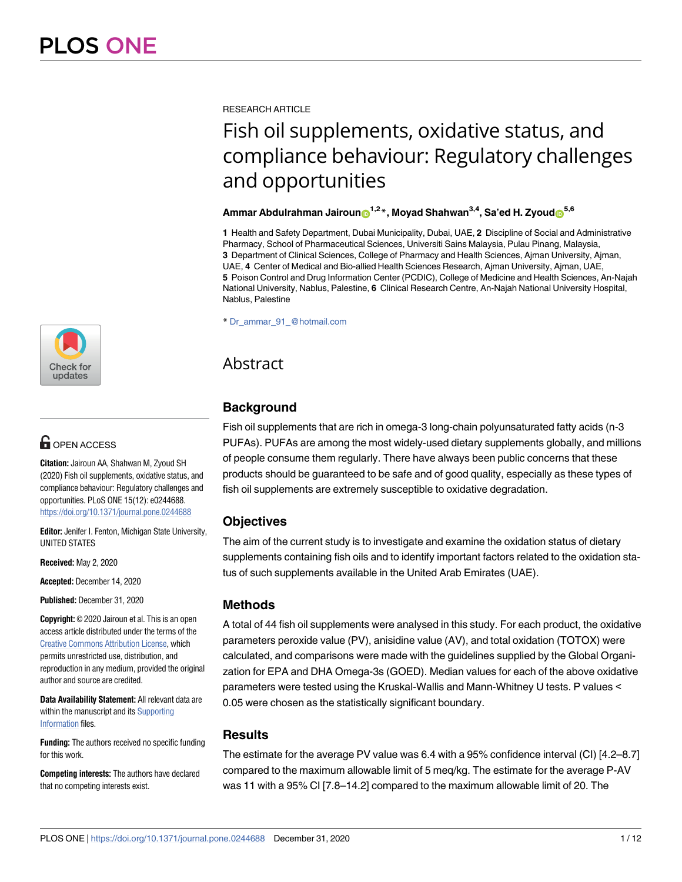RESEARCH ARTICLE

# Fish oil supplements, oxidative status, and compliance behaviour: Regulatory challenges and opportunities

**Ammar Abdulrahman Jairoun[1,2]*, Moyad Shahwan[3,4], Sa'ed H. Zyoud[5,6]**

**1** Health and Safety Department, Dubai Municipality, Dubai, UAE, **2** Discipline of Social and Administrative Pharmacy, School of Pharmaceutical Sciences, Universiti Sains Malaysia, Pulau Pinang, Malaysia, **3** Department of Clinical Sciences, College of Pharmacy and Health Sciences, Ajman University, Ajman, UAE, **4** Center of Medical and Bio-allied Health Sciences Research, Ajman University, Ajman, UAE, **5** Poison Control and Drug Information Center (PCDIC), College of Medicine and Health Sciences, An-Najah National University, Nablus, Palestine, **6** Clinical Research Centre, An-Najah National University Hospital, Nablus, Palestine

* Dr_ammar_91_@hotmail.com

OPEN ACCESS

**Citation:** Jairoun AA, Shahwan M, Zyoud SH (2020) Fish oil supplements, oxidative status, and compliance behaviour: Regulatory challenges and opportunities. PLoS ONE 15(12): e0244688. https://doi.org/10.1371/journal.pone.0244688

**Editor:** Jenifer I. Fenton, Michigan State University, UNITED STATES

**Received:** May 2, 2020

**Accepted:** December 14, 2020

**Published:** December 31, 2020

**Copyright:** © 2020 Jairoun et al. This is an open access article distributed under the terms of the Creative Commons Attribution License, which permits unrestricted use, distribution, and reproduction in any medium, provided the original author and source are credited.

**Data Availability Statement:** All relevant data are within the manuscript and its Supporting Information files.

**Funding:** The authors received no specific funding for this work.

**Competing interests:** The authors have declared that no competing interests exist.

## Abstract

### Background

Fish oil supplements that are rich in omega-3 long-chain polyunsaturated fatty acids (n-3 PUFAs). PUFAs are among the most widely-used dietary supplements globally, and millions of people consume them regularly. There have always been public concerns that these products should be guaranteed to be safe and of good quality, especially as these types of fish oil supplements are extremely susceptible to oxidative degradation.

### Objectives

The aim of the current study is to investigate and examine the oxidation status of dietary supplements containing fish oils and to identify important factors related to the oxidation status of such supplements available in the United Arab Emirates (UAE).

### Methods

A total of 44 fish oil supplements were analysed in this study. For each product, the oxidative parameters peroxide value (PV), anisidine value (AV), and total oxidation (TOTOX) were calculated, and comparisons were made with the guidelines supplied by the Global Organization for EPA and DHA Omega-3s (GOED). Median values for each of the above oxidative parameters were tested using the Kruskal-Wallis and Mann-Whitney U tests. P values < 0.05 were chosen as the statistically significant boundary.

### Results

The estimate for the average PV value was 6.4 with a 95% confidence interval (CI) [4.2–8.7] compared to the maximum allowable limit of 5 meq/kg. The estimate for the average P-AV was 11 with a 95% CI [7.8–14.2] compared to the maximum allowable limit of 20. The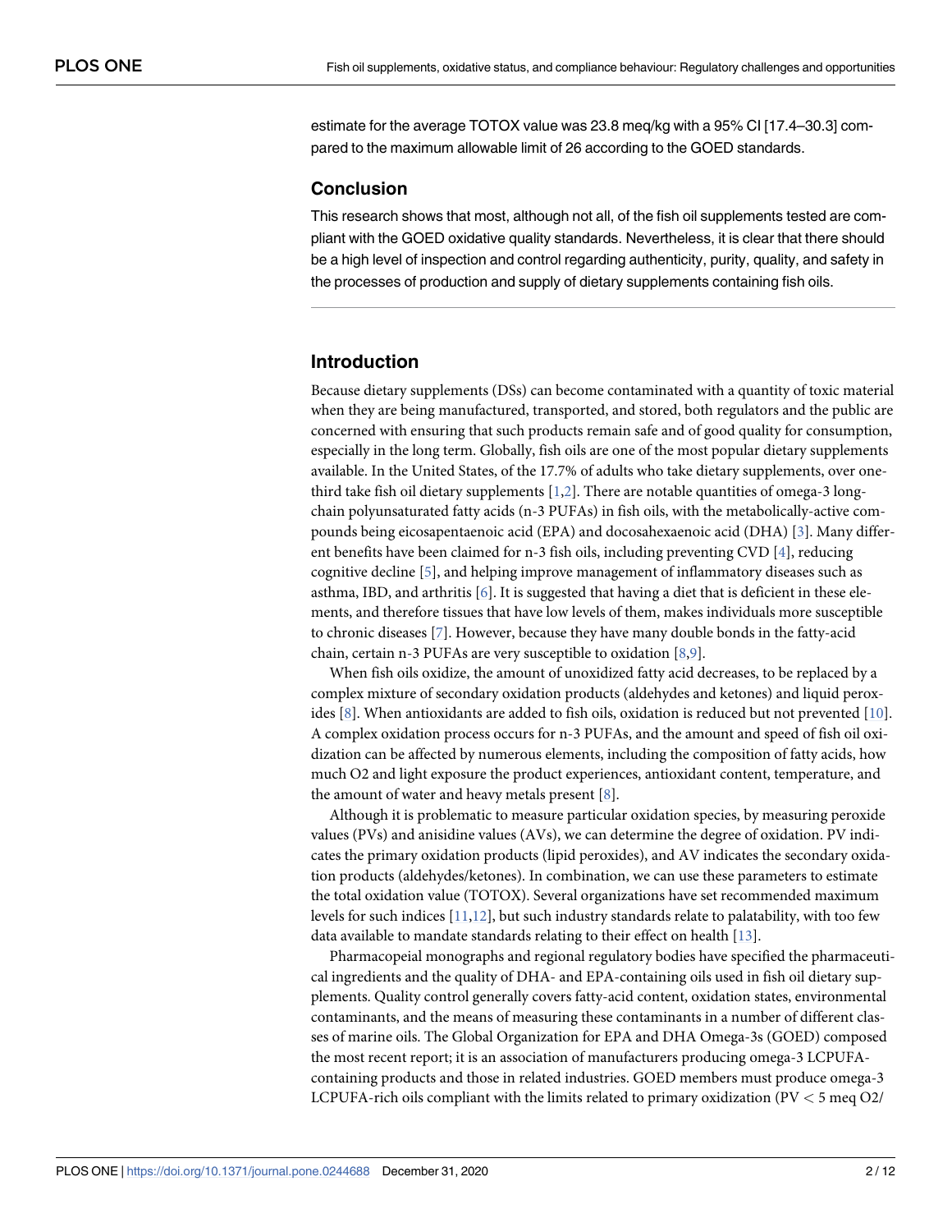estimate for the average TOTOX value was 23.8 meq/kg with a 95% CI [17.4–30.3] compared to the maximum allowable limit of 26 according to the GOED standards.

## Conclusion

This research shows that most, although not all, of the fish oil supplements tested are compliant with the GOED oxidative quality standards. Nevertheless, it is clear that there should be a high level of inspection and control regarding authenticity, purity, quality, and safety in the processes of production and supply of dietary supplements containing fish oils.

## Introduction

Because dietary supplements (DSs) can become contaminated with a quantity of toxic material when they are being manufactured, transported, and stored, both regulators and the public are concerned with ensuring that such products remain safe and of good quality for consumption, especially in the long term. Globally, fish oils are one of the most popular dietary supplements available. In the United States, of the 17.7% of adults who take dietary supplements, over one-third take fish oil dietary supplements [1,2]. There are notable quantities of omega-3 long-chain polyunsaturated fatty acids (n-3 PUFAs) in fish oils, with the metabolically-active compounds being eicosapentaenoic acid (EPA) and docosahexaenoic acid (DHA) [3]. Many different benefits have been claimed for n-3 fish oils, including preventing CVD [4], reducing cognitive decline [5], and helping improve management of inflammatory diseases such as asthma, IBD, and arthritis [6]. It is suggested that having a diet that is deficient in these elements, and therefore tissues that have low levels of them, makes individuals more susceptible to chronic diseases [7]. However, because they have many double bonds in the fatty-acid chain, certain n-3 PUFAs are very susceptible to oxidation [8,9].

When fish oils oxidize, the amount of unoxidized fatty acid decreases, to be replaced by a complex mixture of secondary oxidation products (aldehydes and ketones) and liquid peroxides [8]. When antioxidants are added to fish oils, oxidation is reduced but not prevented [10]. A complex oxidation process occurs for n-3 PUFAs, and the amount and speed of fish oil oxidization can be affected by numerous elements, including the composition of fatty acids, how much O2 and light exposure the product experiences, antioxidant content, temperature, and the amount of water and heavy metals present [8].

Although it is problematic to measure particular oxidation species, by measuring peroxide values (PVs) and anisidine values (AVs), we can determine the degree of oxidation. PV indicates the primary oxidation products (lipid peroxides), and AV indicates the secondary oxidation products (aldehydes/ketones). In combination, we can use these parameters to estimate the total oxidation value (TOTOX). Several organizations have set recommended maximum levels for such indices [11,12], but such industry standards relate to palatability, with too few data available to mandate standards relating to their effect on health [13].

Pharmacopeial monographs and regional regulatory bodies have specified the pharmaceutical ingredients and the quality of DHA- and EPA-containing oils used in fish oil dietary supplements. Quality control generally covers fatty-acid content, oxidation states, environmental contaminants, and the means of measuring these contaminants in a number of different classes of marine oils. The Global Organization for EPA and DHA Omega-3s (GOED) composed the most recent report; it is an association of manufacturers producing omega-3 LCPUFA-containing products and those in related industries. GOED members must produce omega-3 LCPUFA-rich oils compliant with the limits related to primary oxidization (PV < 5 meq O2/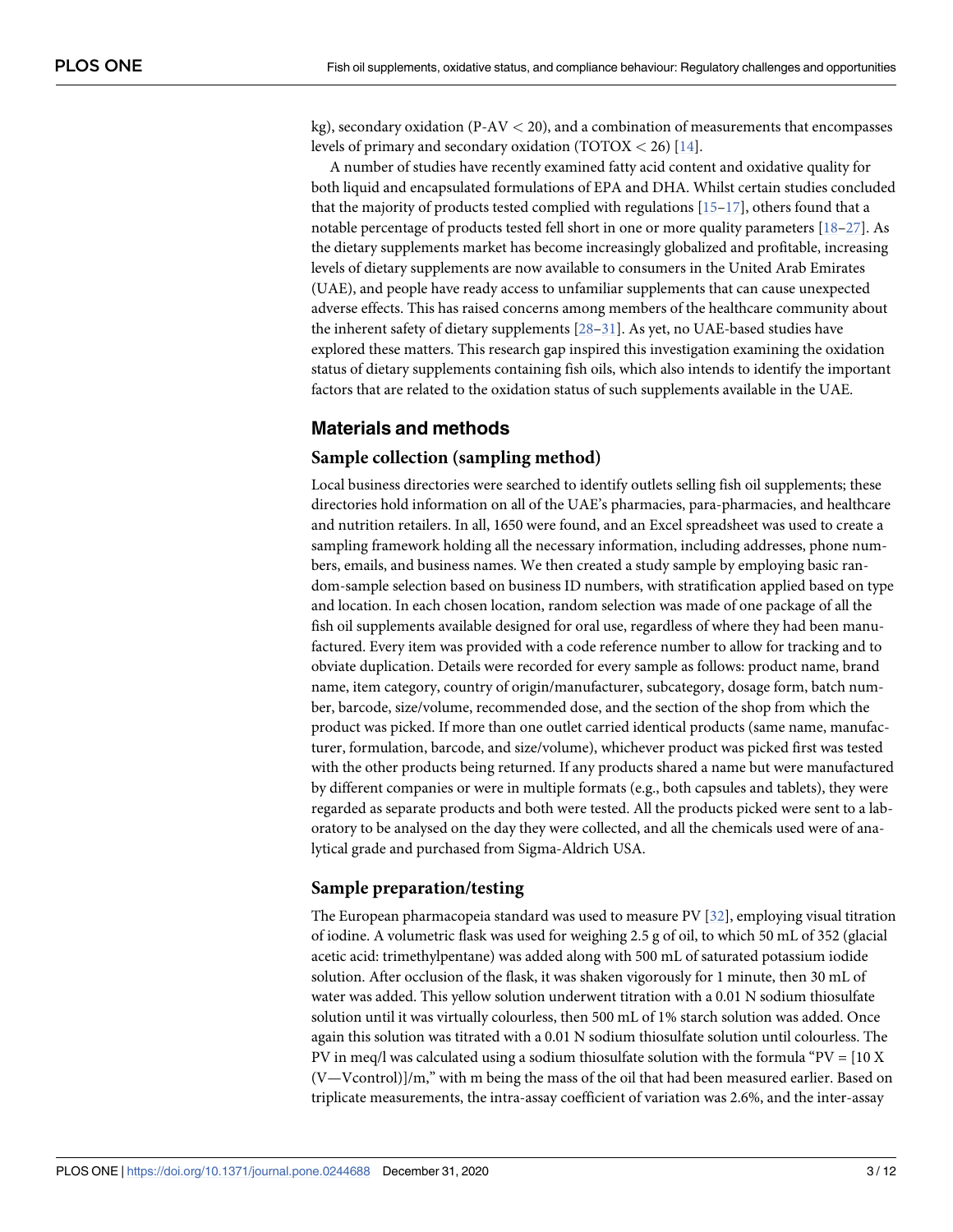kg), secondary oxidation (P-AV < 20), and a combination of measurements that encompasses levels of primary and secondary oxidation (TOTOX < 26) [14].

A number of studies have recently examined fatty acid content and oxidative quality for both liquid and encapsulated formulations of EPA and DHA. Whilst certain studies concluded that the majority of products tested complied with regulations [15–17], others found that a notable percentage of products tested fell short in one or more quality parameters [18–27]. As the dietary supplements market has become increasingly globalized and profitable, increasing levels of dietary supplements are now available to consumers in the United Arab Emirates (UAE), and people have ready access to unfamiliar supplements that can cause unexpected adverse effects. This has raised concerns among members of the healthcare community about the inherent safety of dietary supplements [28–31]. As yet, no UAE-based studies have explored these matters. This research gap inspired this investigation examining the oxidation status of dietary supplements containing fish oils, which also intends to identify the important factors that are related to the oxidation status of such supplements available in the UAE.

## Materials and methods

### Sample collection (sampling method)

Local business directories were searched to identify outlets selling fish oil supplements; these directories hold information on all of the UAE's pharmacies, para-pharmacies, and healthcare and nutrition retailers. In all, 1650 were found, and an Excel spreadsheet was used to create a sampling framework holding all the necessary information, including addresses, phone numbers, emails, and business names. We then created a study sample by employing basic random-sample selection based on business ID numbers, with stratification applied based on type and location. In each chosen location, random selection was made of one package of all the fish oil supplements available designed for oral use, regardless of where they had been manufactured. Every item was provided with a code reference number to allow for tracking and to obviate duplication. Details were recorded for every sample as follows: product name, brand name, item category, country of origin/manufacturer, subcategory, dosage form, batch number, barcode, size/volume, recommended dose, and the section of the shop from which the product was picked. If more than one outlet carried identical products (same name, manufacturer, formulation, barcode, and size/volume), whichever product was picked first was tested with the other products being returned. If any products shared a name but were manufactured by different companies or were in multiple formats (e.g., both capsules and tablets), they were regarded as separate products and both were tested. All the products picked were sent to a laboratory to be analysed on the day they were collected, and all the chemicals used were of analytical grade and purchased from Sigma-Aldrich USA.

### Sample preparation/testing

The European pharmacopeia standard was used to measure PV [32], employing visual titration of iodine. A volumetric flask was used for weighing 2.5 g of oil, to which 50 mL of 352 (glacial acetic acid: trimethylpentane) was added along with 500 mL of saturated potassium iodide solution. After occlusion of the flask, it was shaken vigorously for 1 minute, then 30 mL of water was added. This yellow solution underwent titration with a 0.01 N sodium thiosulfate solution until it was virtually colourless, then 500 mL of 1% starch solution was added. Once again this solution was titrated with a 0.01 N sodium thiosulfate solution until colourless. The PV in meq/l was calculated using a sodium thiosulfate solution with the formula "$PV = [10 X (V—Vcontrol)]/m$," with m being the mass of the oil that had been measured earlier. Based on triplicate measurements, the intra-assay coefficient of variation was 2.6%, and the inter-assay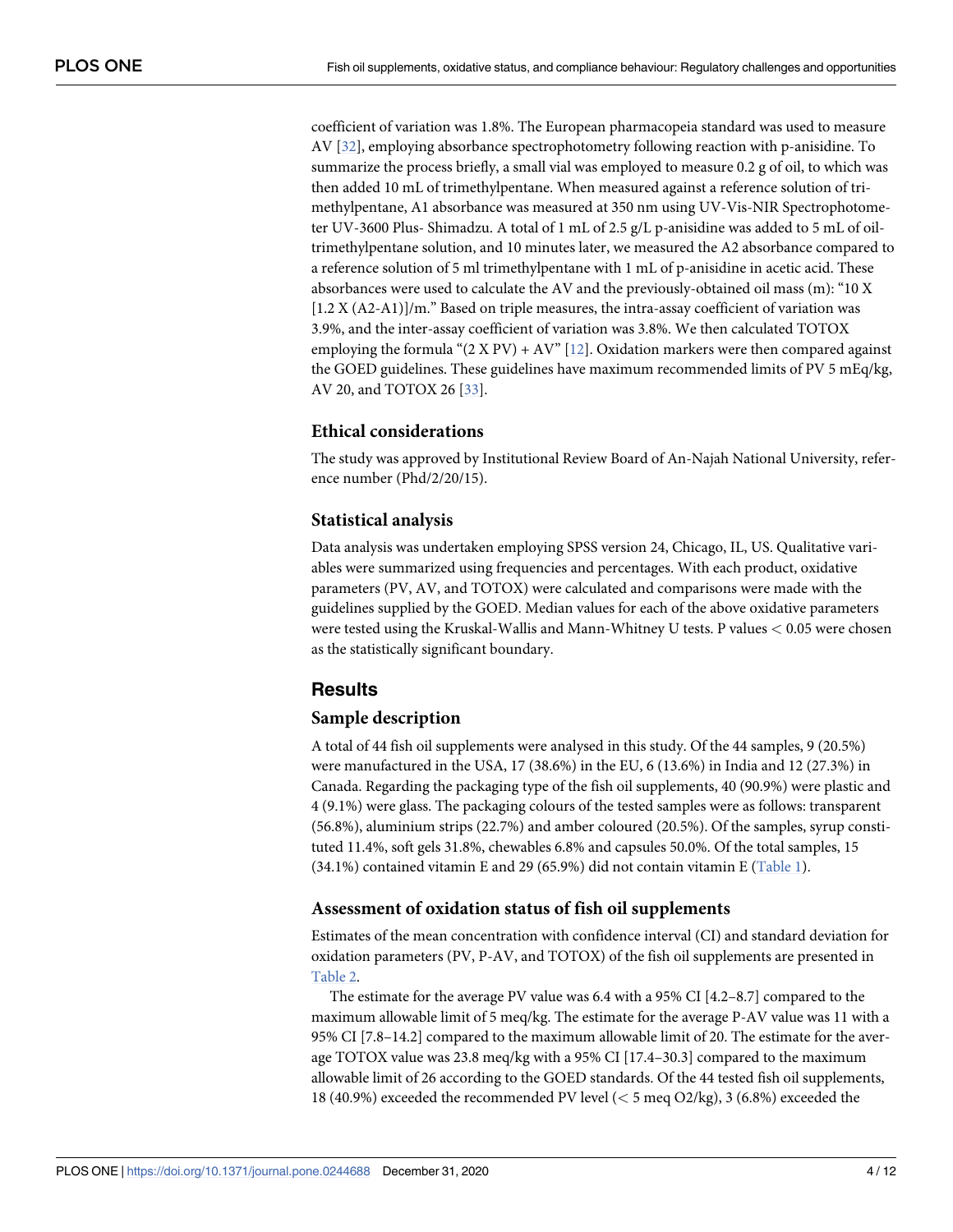coefficient of variation was 1.8%. The European pharmacopeia standard was used to measure AV [32], employing absorbance spectrophotometry following reaction with p-anisidine. To summarize the process briefly, a small vial was employed to measure 0.2 g of oil, to which was then added 10 mL of trimethylpentane. When measured against a reference solution of trimethylpentane, A1 absorbance was measured at 350 nm using UV-Vis-NIR Spectrophotometer UV-3600 Plus- Shimadzu. A total of 1 mL of 2.5 g/L p-anisidine was added to 5 mL of oil-trimethylpentane solution, and 10 minutes later, we measured the A2 absorbance compared to a reference solution of 5 ml trimethylpentane with 1 mL of p-anisidine in acetic acid. These absorbances were used to calculate the AV and the previously-obtained oil mass (m): "10 X [1.2 X (A2-A1)]/m." Based on triple measures, the intra-assay coefficient of variation was 3.9%, and the inter-assay coefficient of variation was 3.8%. We then calculated TOTOX employing the formula "(2 X PV) + AV" [12]. Oxidation markers were then compared against the GOED guidelines. These guidelines have maximum recommended limits of PV 5 mEq/kg, AV 20, and TOTOX 26 [33].

### Ethical considerations

The study was approved by Institutional Review Board of An-Najah National University, reference number (Phd/2/20/15).

### Statistical analysis

Data analysis was undertaken employing SPSS version 24, Chicago, IL, US. Qualitative variables were summarized using frequencies and percentages. With each product, oxidative parameters (PV, AV, and TOTOX) were calculated and comparisons were made with the guidelines supplied by the GOED. Median values for each of the above oxidative parameters were tested using the Kruskal-Wallis and Mann-Whitney U tests. P values $< 0.05$ were chosen as the statistically significant boundary.

## Results

### Sample description

A total of 44 fish oil supplements were analysed in this study. Of the 44 samples, 9 (20.5%) were manufactured in the USA, 17 (38.6%) in the EU, 6 (13.6%) in India and 12 (27.3%) in Canada. Regarding the packaging type of the fish oil supplements, 40 (90.9%) were plastic and 4 (9.1%) were glass. The packaging colours of the tested samples were as follows: transparent (56.8%), aluminium strips (22.7%) and amber coloured (20.5%). Of the samples, syrup constituted 11.4%, soft gels 31.8%, chewables 6.8% and capsules 50.0%. Of the total samples, 15 (34.1%) contained vitamin E and 29 (65.9%) did not contain vitamin E (Table 1).

### Assessment of oxidation status of fish oil supplements

Estimates of the mean concentration with confidence interval (CI) and standard deviation for oxidation parameters (PV, P-AV, and TOTOX) of the fish oil supplements are presented in Table 2.

The estimate for the average PV value was 6.4 with a 95% CI [4.2–8.7] compared to the maximum allowable limit of 5 meq/kg. The estimate for the average P-AV value was 11 with a 95% CI [7.8–14.2] compared to the maximum allowable limit of 20. The estimate for the average TOTOX value was 23.8 meq/kg with a 95% CI [17.4–30.3] compared to the maximum allowable limit of 26 according to the GOED standards. Of the 44 tested fish oil supplements, 18 (40.9%) exceeded the recommended PV level (< 5 meq $O_2$/kg), 3 (6.8%) exceeded the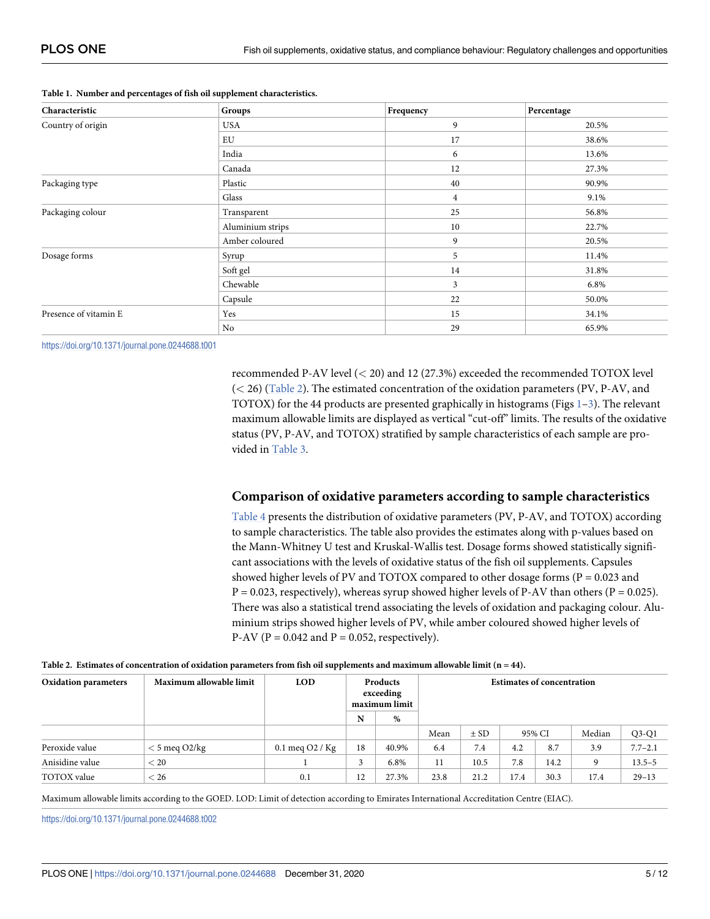**Table 1. Number and percentages of fish oil supplement characteristics.**

| Characteristic | Groups | Frequency | Percentage |
|---|---|---|---|
| Country of origin | USA | 9 | 20.5% |
| | EU | 17 | 38.6% |
| | India | 6 | 13.6% |
| | Canada | 12 | 27.3% |
| Packaging type | Plastic | 40 | 90.9% |
| | Glass | 4 | 9.1% |
| Packaging colour | Transparent | 25 | 56.8% |
| | Aluminium strips | 10 | 22.7% |
| | Amber coloured | 9 | 20.5% |
| Dosage forms | Syrup | 5 | 11.4% |
| | Soft gel | 14 | 31.8% |
| | Chewable | 3 | 6.8% |
| | Capsule | 22 | 50.0% |
| Presence of vitamin E | Yes | 15 | 34.1% |
| | No | 29 | 65.9% |

https://doi.org/10.1371/journal.pone.0244688.t001

recommended P-AV level (< 20) and 12 (27.3%) exceeded the recommended TOTOX level (< 26) (Table 2). The estimated concentration of the oxidation parameters (PV, P-AV, and TOTOX) for the 44 products are presented graphically in histograms (Figs 1–3). The relevant maximum allowable limits are displayed as vertical "cut-off" limits. The results of the oxidative status (PV, P-AV, and TOTOX) stratified by sample characteristics of each sample are provided in Table 3.

## Comparison of oxidative parameters according to sample characteristics

Table 4 presents the distribution of oxidative parameters (PV, P-AV, and TOTOX) according to sample characteristics. The table also provides the estimates along with p-values based on the Mann-Whitney U test and Kruskal-Wallis test. Dosage forms showed statistically significant associations with the levels of oxidative status of the fish oil supplements. Capsules showed higher levels of PV and TOTOX compared to other dosage forms ($P = 0.023$ and $P = 0.023$, respectively), whereas syrup showed higher levels of P-AV than others ($P = 0.025$). There was also a statistical trend associating the levels of oxidation and packaging colour. Aluminium strips showed higher levels of PV, while amber coloured showed higher levels of P-AV ($P = 0.042$ and $P = 0.052$, respectively).

**Table 2. Estimates of concentration of oxidation parameters from fish oil supplements and maximum allowable limit (n = 44).**

| Oxidation parameters | Maximum allowable limit | LOD | Products exceeding maximum limit | | Estimates of concentration | | | | | |
|---|---|---|---|---|---|---|---|---|---|---|
| | | | N | % | | | | | | |
| | | | | | Mean | ± SD | 95% CI | | Median | Q3-Q1 |
| Peroxide value | < 5 meq O2/kg | 0.1 meq O2 / Kg | 18 | 40.9% | 6.4 | 7.4 | 4.2 | 8.7 | 3.9 | 7.7–2.1 |
| Anisidine value | < 20 | 1 | 3 | 6.8% | 11 | 10.5 | 7.8 | 14.2 | 9 | 13.5–5 |
| TOTOX value | < 26 | 0.1 | 12 | 27.3% | 23.8 | 21.2 | 17.4 | 30.3 | 17.4 | 29–13 |

Maximum allowable limits according to the GOED. LOD: Limit of detection according to Emirates International Accreditation Centre (EIAC).

https://doi.org/10.1371/journal.pone.0244688.t002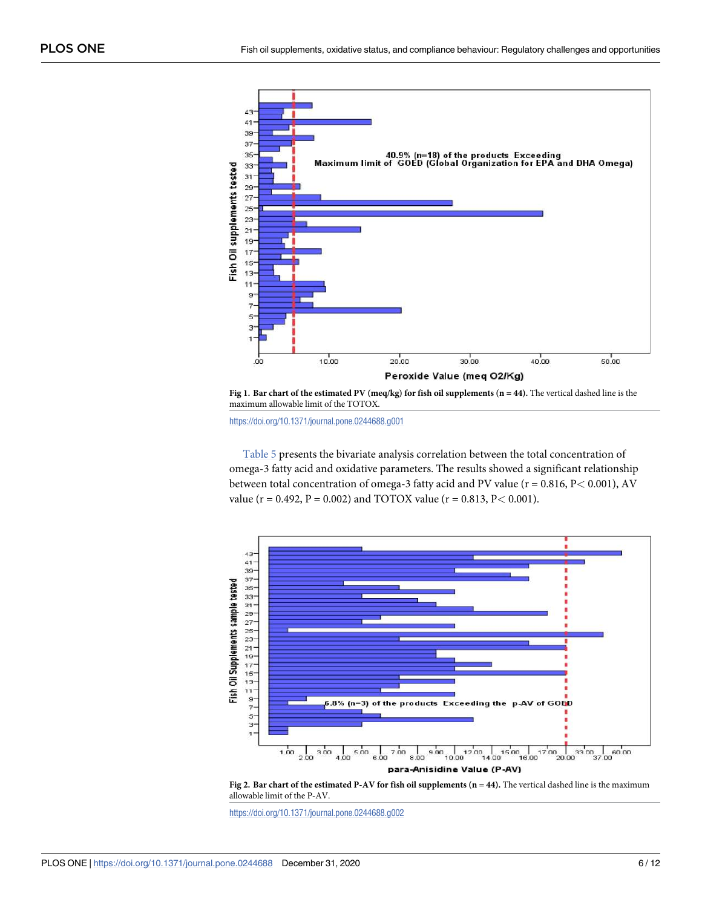Fig 1. Bar chart of the estimated PV (meq/kg) for fish oil supplements (n = 44). The vertical dashed line is the maximum allowable limit of the TOTOX.

https://doi.org/10.1371/journal.pone.0244688.g001

Table 5 presents the bivariate analysis correlation between the total concentration of omega-3 fatty acid and oxidative parameters. The results showed a significant relationship between total concentration of omega-3 fatty acid and PV value ($r = 0.816$, $P < 0.001$), AV value ($r = 0.492$, $P = 0.002$) and TOTOX value ($r = 0.813$, $P < 0.001$).

Fig 2. Bar chart of the estimated P-AV for fish oil supplements (n = 44). The vertical dashed line is the maximum allowable limit of the P-AV.

https://doi.org/10.1371/journal.pone.0244688.g002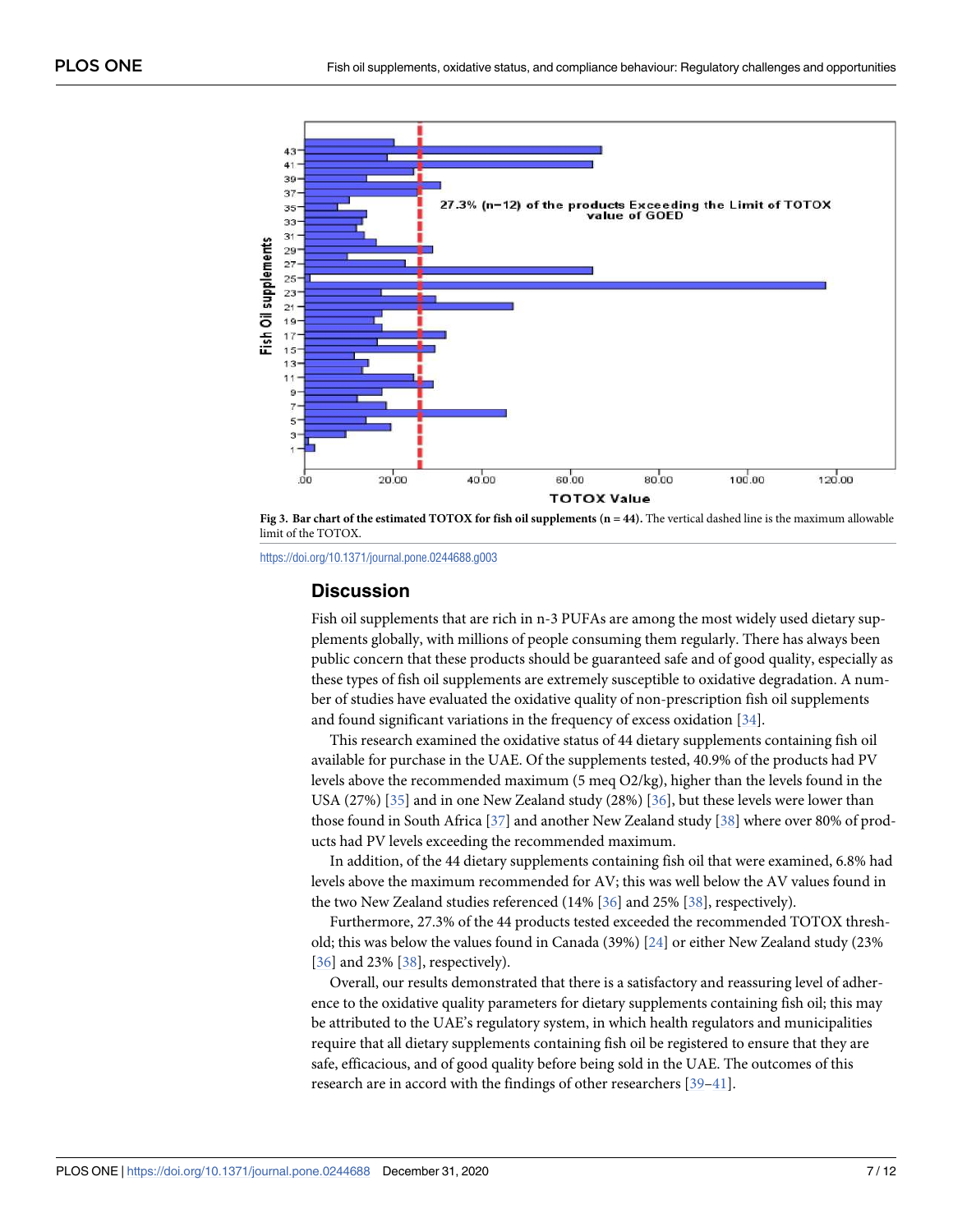Fig 3. Bar chart of the estimated TOTOX for fish oil supplements (n = 44). The vertical dashed line is the maximum allowable limit of the TOTOX.

https://doi.org/10.1371/journal.pone.0244688.g003

## Discussion

Fish oil supplements that are rich in n-3 PUFAs are among the most widely used dietary supplements globally, with millions of people consuming them regularly. There has always been public concern that these products should be guaranteed safe and of good quality, especially as these types of fish oil supplements are extremely susceptible to oxidative degradation. A number of studies have evaluated the oxidative quality of non-prescription fish oil supplements and found significant variations in the frequency of excess oxidation [34].

This research examined the oxidative status of 44 dietary supplements containing fish oil available for purchase in the UAE. Of the supplements tested, 40.9% of the products had PV levels above the recommended maximum (5 meq O2/kg), higher than the levels found in the USA (27%) [35] and in one New Zealand study (28%) [36], but these levels were lower than those found in South Africa [37] and another New Zealand study [38] where over 80% of products had PV levels exceeding the recommended maximum.

In addition, of the 44 dietary supplements containing fish oil that were examined, 6.8% had levels above the maximum recommended for AV; this was well below the AV values found in the two New Zealand studies referenced (14% [36] and 25% [38], respectively).

Furthermore, 27.3% of the 44 products tested exceeded the recommended TOTOX threshold; this was below the values found in Canada (39%) [24] or either New Zealand study (23% [36] and 23% [38], respectively).

Overall, our results demonstrated that there is a satisfactory and reassuring level of adherence to the oxidative quality parameters for dietary supplements containing fish oil; this may be attributed to the UAE's regulatory system, in which health regulators and municipalities require that all dietary supplements containing fish oil be registered to ensure that they are safe, efficacious, and of good quality before being sold in the UAE. The outcomes of this research are in accord with the findings of other researchers [39–41].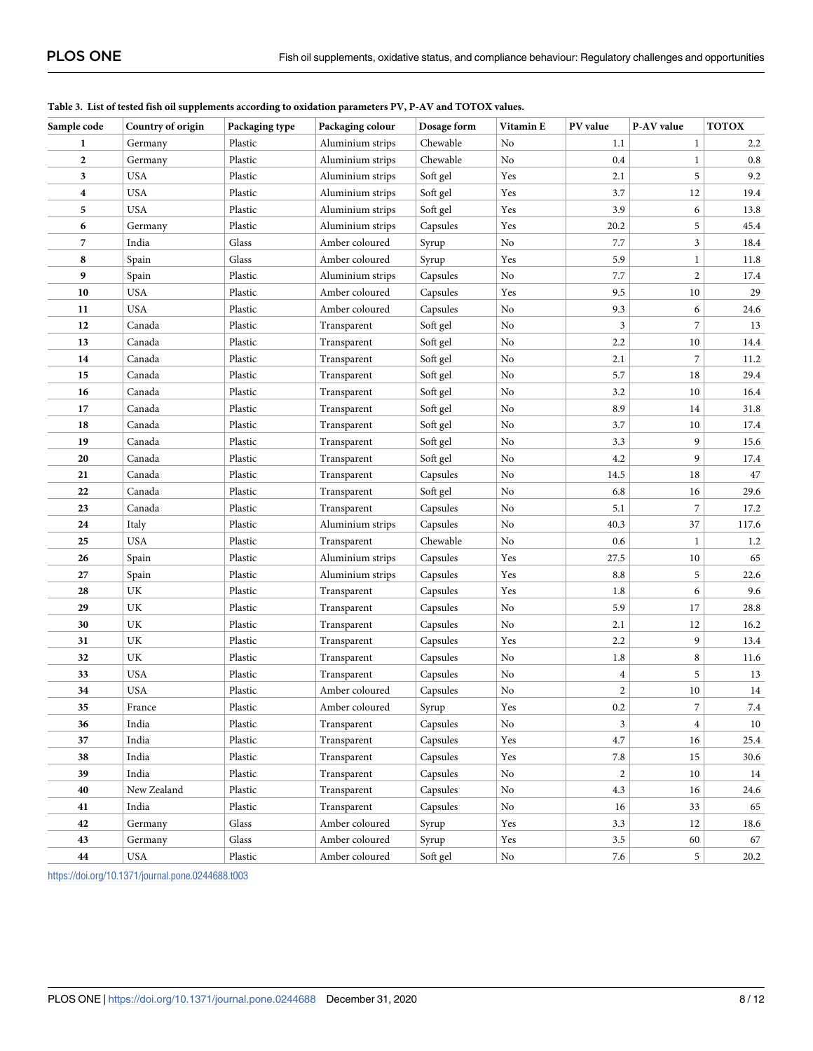**Table 3. List of tested fish oil supplements according to oxidation parameters PV, P-AV and TOTOX values.**

| Sample code | Country of origin | Packaging type | Packaging colour | Dosage form | Vitamin E | PV value | P-AV value | TOTOX |
|---|---|---|---|---|---|---|---|---|
| **1** | Germany | Plastic | Aluminium strips | Chewable | No | 1.1 | 1 | 2.2 |
| **2** | Germany | Plastic | Aluminium strips | Chewable | No | 0.4 | 1 | 0.8 |
| **3** | USA | Plastic | Aluminium strips | Soft gel | Yes | 2.1 | 5 | 9.2 |
| **4** | USA | Plastic | Aluminium strips | Soft gel | Yes | 3.7 | 12 | 19.4 |
| **5** | USA | Plastic | Aluminium strips | Soft gel | Yes | 3.9 | 6 | 13.8 |
| **6** | Germany | Plastic | Aluminium strips | Capsules | Yes | 20.2 | 5 | 45.4 |
| **7** | India | Glass | Amber coloured | Syrup | No | 7.7 | 3 | 18.4 |
| **8** | Spain | Glass | Amber coloured | Syrup | Yes | 5.9 | 1 | 11.8 |
| **9** | Spain | Plastic | Aluminium strips | Capsules | No | 7.7 | 2 | 17.4 |
| **10** | USA | Plastic | Amber coloured | Capsules | Yes | 9.5 | 10 | 29 |
| **11** | USA | Plastic | Amber coloured | Capsules | No | 9.3 | 6 | 24.6 |
| **12** | Canada | Plastic | Transparent | Soft gel | No | 3 | 7 | 13 |
| **13** | Canada | Plastic | Transparent | Soft gel | No | 2.2 | 10 | 14.4 |
| **14** | Canada | Plastic | Transparent | Soft gel | No | 2.1 | 7 | 11.2 |
| **15** | Canada | Plastic | Transparent | Soft gel | No | 5.7 | 18 | 29.4 |
| **16** | Canada | Plastic | Transparent | Soft gel | No | 3.2 | 10 | 16.4 |
| **17** | Canada | Plastic | Transparent | Soft gel | No | 8.9 | 14 | 31.8 |
| **18** | Canada | Plastic | Transparent | Soft gel | No | 3.7 | 10 | 17.4 |
| **19** | Canada | Plastic | Transparent | Soft gel | No | 3.3 | 9 | 15.6 |
| **20** | Canada | Plastic | Transparent | Soft gel | No | 4.2 | 9 | 17.4 |
| **21** | Canada | Plastic | Transparent | Capsules | No | 14.5 | 18 | 47 |
| **22** | Canada | Plastic | Transparent | Soft gel | No | 6.8 | 16 | 29.6 |
| **23** | Canada | Plastic | Transparent | Capsules | No | 5.1 | 7 | 17.2 |
| **24** | Italy | Plastic | Aluminium strips | Capsules | No | 40.3 | 37 | 117.6 |
| **25** | USA | Plastic | Transparent | Chewable | No | 0.6 | 1 | 1.2 |
| **26** | Spain | Plastic | Aluminium strips | Capsules | Yes | 27.5 | 10 | 65 |
| **27** | Spain | Plastic | Aluminium strips | Capsules | Yes | 8.8 | 5 | 22.6 |
| **28** | UK | Plastic | Transparent | Capsules | Yes | 1.8 | 6 | 9.6 |
| **29** | UK | Plastic | Transparent | Capsules | No | 5.9 | 17 | 28.8 |
| **30** | UK | Plastic | Transparent | Capsules | No | 2.1 | 12 | 16.2 |
| **31** | UK | Plastic | Transparent | Capsules | Yes | 2.2 | 9 | 13.4 |
| **32** | UK | Plastic | Transparent | Capsules | No | 1.8 | 8 | 11.6 |
| **33** | USA | Plastic | Transparent | Capsules | No | 4 | 5 | 13 |
| **34** | USA | Plastic | Amber coloured | Capsules | No | 2 | 10 | 14 |
| **35** | France | Plastic | Amber coloured | Syrup | Yes | 0.2 | 7 | 7.4 |
| **36** | India | Plastic | Transparent | Capsules | No | 3 | 4 | 10 |
| **37** | India | Plastic | Transparent | Capsules | Yes | 4.7 | 16 | 25.4 |
| **38** | India | Plastic | Transparent | Capsules | Yes | 7.8 | 15 | 30.6 |
| **39** | India | Plastic | Transparent | Capsules | No | 2 | 10 | 14 |
| **40** | New Zealand | Plastic | Transparent | Capsules | No | 4.3 | 16 | 24.6 |
| **41** | India | Plastic | Transparent | Capsules | No | 16 | 33 | 65 |
| **42** | Germany | Glass | Amber coloured | Syrup | Yes | 3.3 | 12 | 18.6 |
| **43** | Germany | Glass | Amber coloured | Syrup | Yes | 3.5 | 60 | 67 |
| **44** | USA | Plastic | Amber coloured | Soft gel | No | 7.6 | 5 | 20.2 |

https://doi.org/10.1371/journal.pone.0244688.t003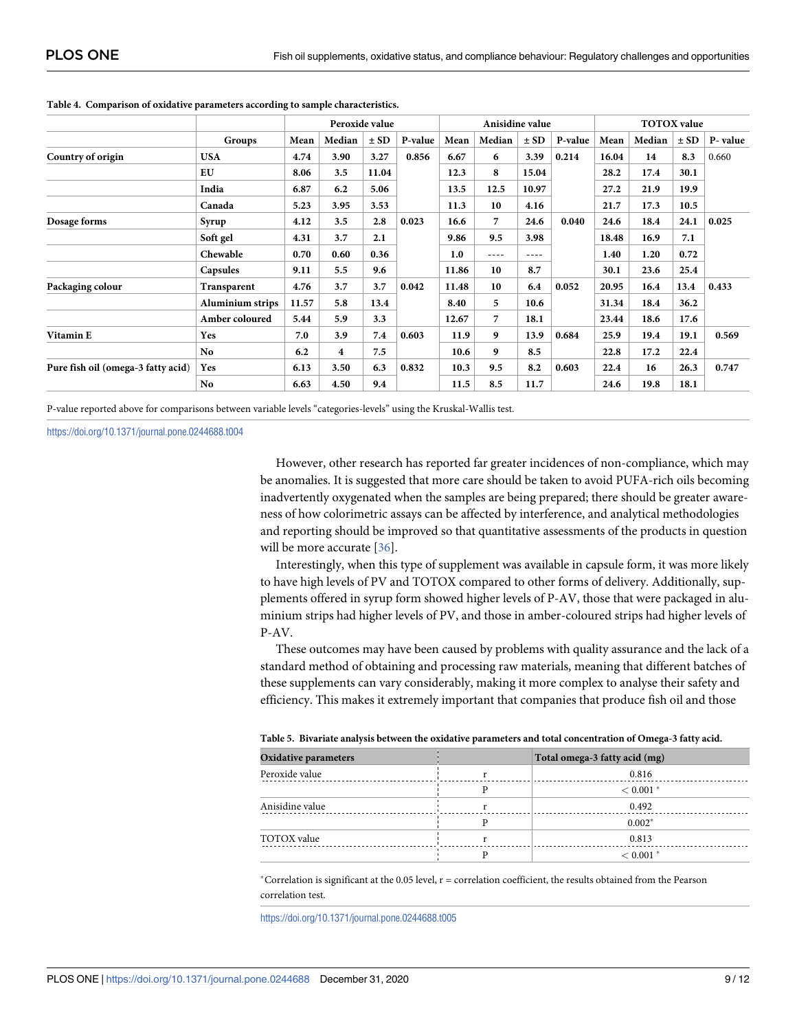**Table 4. Comparison of oxidative parameters according to sample characteristics.**

| | Groups | Peroxide value | | | | Anisidine value | | | | TOTOX value | | | |
|---|---|---|---|---|---|---|---|---|---|---|---|---|---|
| | | Mean | Median | ± SD | P-value | Mean | Median | ± SD | P-value | Mean | Median | ± SD | P- value |
| Country of origin | USA | 4.74 | 3.90 | 3.27 | 0.856 | 6.67 | 6 | 3.39 | 0.214 | 16.04 | 14 | 8.3 | 0.660 |
| | EU | 8.06 | 3.5 | 11.04 | | 12.3 | 8 | 15.04 | | 28.2 | 17.4 | 30.1 | |
| | India | 6.87 | 6.2 | 5.06 | | 13.5 | 12.5 | 10.97 | | 27.2 | 21.9 | 19.9 | |
| | Canada | 5.23 | 3.95 | 3.53 | | 11.3 | 10 | 4.16 | | 21.7 | 17.3 | 10.5 | |
| Dosage forms | Syrup | 4.12 | 3.5 | 2.8 | 0.023 | 16.6 | 7 | 24.6 | 0.040 | 24.6 | 18.4 | 24.1 | 0.025 |
| | Soft gel | 4.31 | 3.7 | 2.1 | | 9.86 | 9.5 | 3.98 | | 18.48 | 16.9 | 7.1 | |
| | Chewable | 0.70 | 0.60 | 0.36 | | 1.0 | ---- | ---- | | 1.40 | 1.20 | 0.72 | |
| | Capsules | 9.11 | 5.5 | 9.6 | | 11.86 | 10 | 8.7 | | 30.1 | 23.6 | 25.4 | |
| Packaging colour | Transparent | 4.76 | 3.7 | 3.7 | 0.042 | 11.48 | 10 | 6.4 | 0.052 | 20.95 | 16.4 | 13.4 | 0.433 |
| | Aluminium strips | 11.57 | 5.8 | 13.4 | | 8.40 | 5 | 10.6 | | 31.34 | 18.4 | 36.2 | |
| | Amber coloured | 5.44 | 5.9 | 3.3 | | 12.67 | 7 | 18.1 | | 23.44 | 18.6 | 17.6 | |
| Vitamin E | Yes | 7.0 | 3.9 | 7.4 | 0.603 | 11.9 | 9 | 13.9 | 0.684 | 25.9 | 19.4 | 19.1 | 0.569 |
| | No | 6.2 | 4 | 7.5 | | 10.6 | 9 | 8.5 | | 22.8 | 17.2 | 22.4 | |
| Pure fish oil (omega-3 fatty acid) | Yes | 6.13 | 3.50 | 6.3 | 0.832 | 10.3 | 9.5 | 8.2 | 0.603 | 22.4 | 16 | 26.3 | 0.747 |
| | No | 6.63 | 4.50 | 9.4 | | 11.5 | 8.5 | 11.7 | | 24.6 | 19.8 | 18.1 | |

P-value reported above for comparisons between variable levels "categories-levels" using the Kruskal-Wallis test.

https://doi.org/10.1371/journal.pone.0244688.t004

However, other research has reported far greater incidences of non-compliance, which may be anomalies. It is suggested that more care should be taken to avoid PUFA-rich oils becoming inadvertently oxygenated when the samples are being prepared; there should be greater awareness of how colorimetric assays can be affected by interference, and analytical methodologies and reporting should be improved so that quantitative assessments of the products in question will be more accurate [36].

Interestingly, when this type of supplement was available in capsule form, it was more likely to have high levels of PV and TOTOX compared to other forms of delivery. Additionally, supplements offered in syrup form showed higher levels of P-AV, those that were packaged in aluminium strips had higher levels of PV, and those in amber-coloured strips had higher levels of P-AV.

These outcomes may have been caused by problems with quality assurance and the lack of a standard method of obtaining and processing raw materials, meaning that different batches of these supplements can vary considerably, making it more complex to analyse their safety and efficiency. This makes it extremely important that companies that produce fish oil and those

**Table 5. Bivariate analysis between the oxidative parameters and total concentration of Omega-3 fatty acid.**

| Oxidative parameters | | Total omega-3 fatty acid (mg) |
|---|---|---|
| Peroxide value | r | 0.816 |
| | P | < 0.001 * |
| Anisidine value | r | 0.492 |
| | P | 0.002* |
| TOTOX value | r | 0.813 |
| | P | < 0.001 * |

*Correlation is significant at the 0.05 level, r = correlation coefficient, the results obtained from the Pearson correlation test.

https://doi.org/10.1371/journal.pone.0244688.t005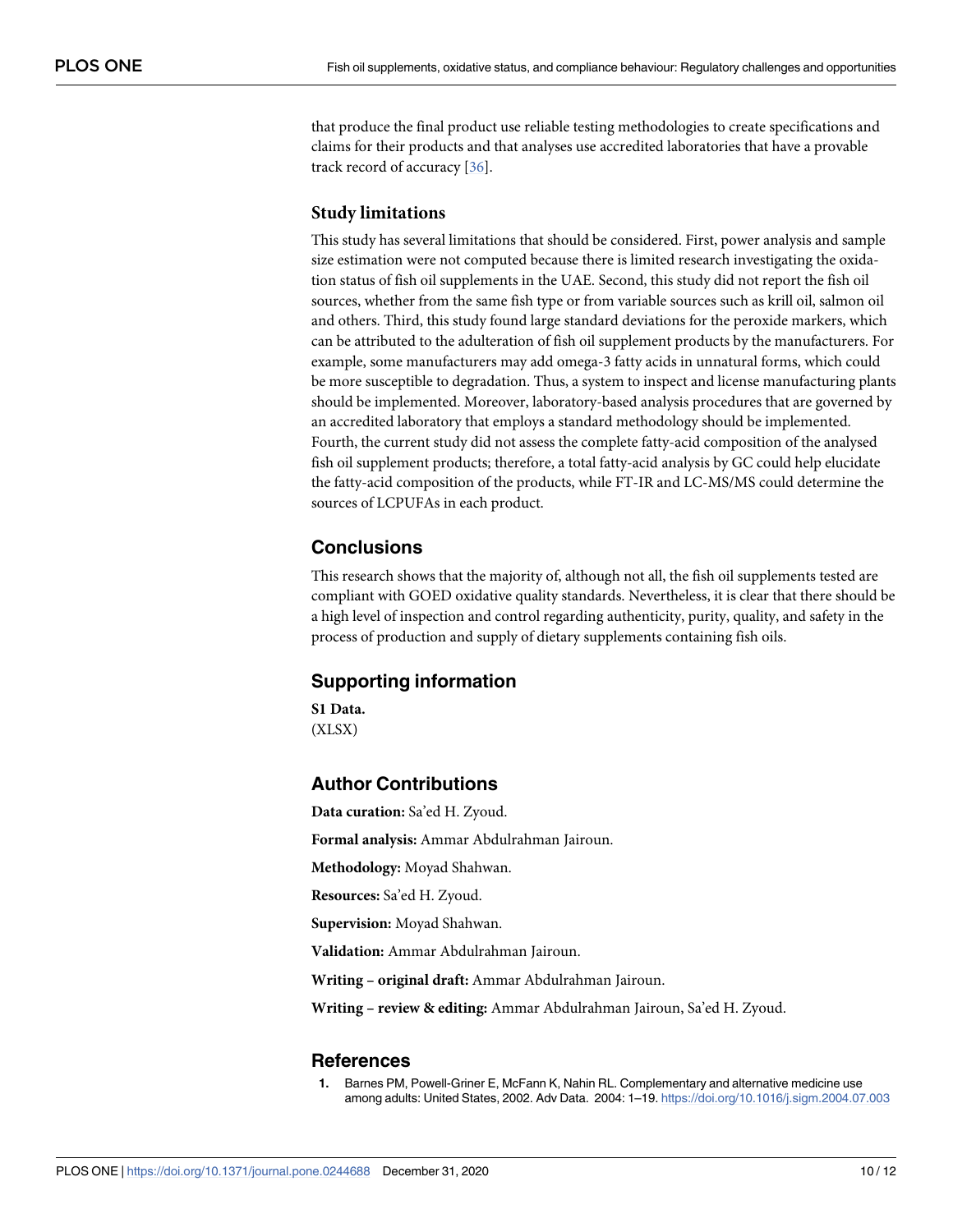that produce the final product use reliable testing methodologies to create specifications and claims for their products and that analyses use accredited laboratories that have a provable track record of accuracy [36].

### Study limitations

This study has several limitations that should be considered. First, power analysis and sample size estimation were not computed because there is limited research investigating the oxidation status of fish oil supplements in the UAE. Second, this study did not report the fish oil sources, whether from the same fish type or from variable sources such as krill oil, salmon oil and others. Third, this study found large standard deviations for the peroxide markers, which can be attributed to the adulteration of fish oil supplement products by the manufacturers. For example, some manufacturers may add omega-3 fatty acids in unnatural forms, which could be more susceptible to degradation. Thus, a system to inspect and license manufacturing plants should be implemented. Moreover, laboratory-based analysis procedures that are governed by an accredited laboratory that employs a standard methodology should be implemented. Fourth, the current study did not assess the complete fatty-acid composition of the analysed fish oil supplement products; therefore, a total fatty-acid analysis by GC could help elucidate the fatty-acid composition of the products, while FT-IR and LC-MS/MS could determine the sources of LCPUFAs in each product.

## Conclusions

This research shows that the majority of, although not all, the fish oil supplements tested are compliant with GOED oxidative quality standards. Nevertheless, it is clear that there should be a high level of inspection and control regarding authenticity, purity, quality, and safety in the process of production and supply of dietary supplements containing fish oils.

## Supporting information

**S1 Data.**
(XLSX)

## Author Contributions

**Data curation:** Sa'ed H. Zyoud.

**Formal analysis:** Ammar Abdulrahman Jairoun.

**Methodology:** Moyad Shahwan.

**Resources:** Sa'ed H. Zyoud.

**Supervision:** Moyad Shahwan.

**Validation:** Ammar Abdulrahman Jairoun.

**Writing – original draft:** Ammar Abdulrahman Jairoun.

**Writing – review & editing:** Ammar Abdulrahman Jairoun, Sa'ed H. Zyoud.

## References

1. Barnes PM, Powell-Griner E, McFann K, Nahin RL. Complementary and alternative medicine use among adults: United States, 2002. Adv Data. 2004: 1–19. https://doi.org/10.1016/j.sigm.2004.07.003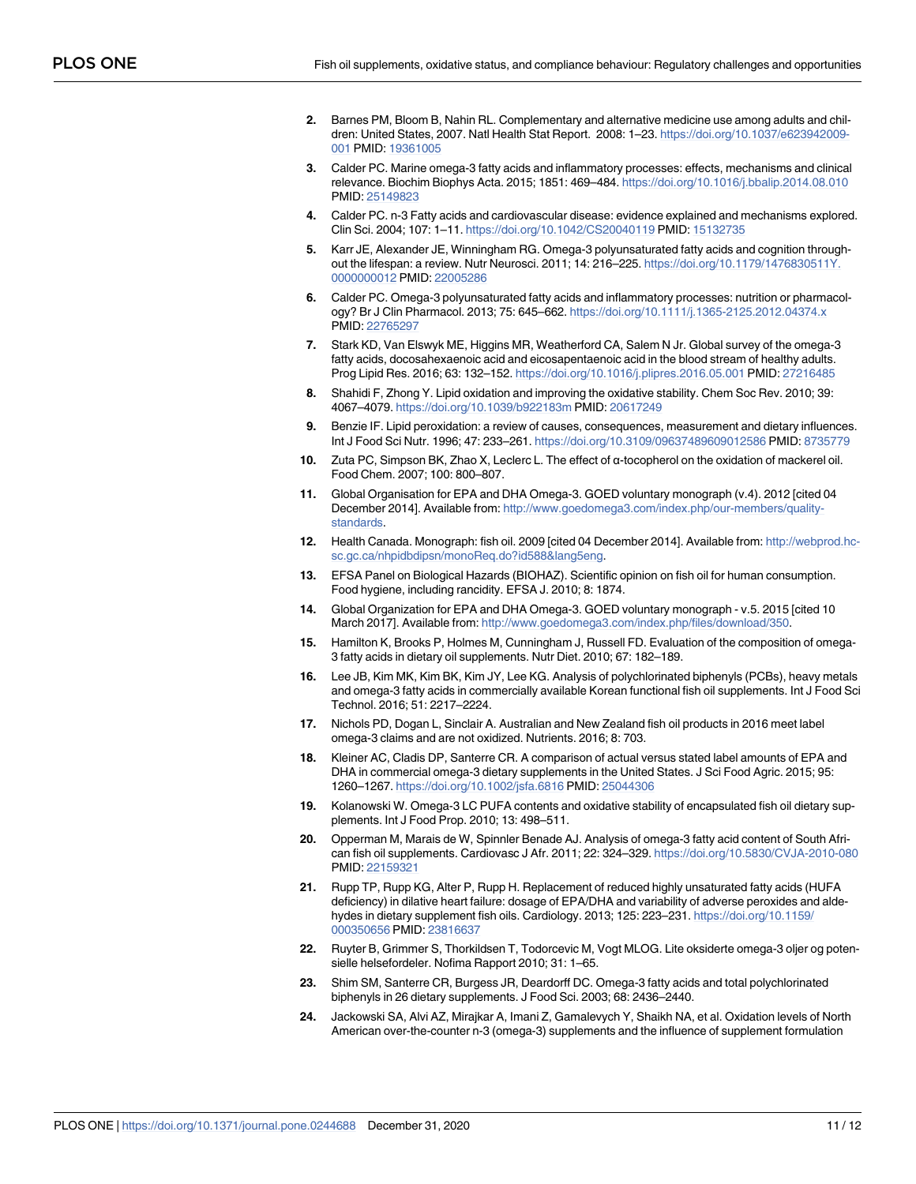2. Barnes PM, Bloom B, Nahin RL. Complementary and alternative medicine use among adults and children: United States, 2007. Natl Health Stat Report. 2008: 1–23. https://doi.org/10.1037/e623942009-001 PMID: 19361005
3. Calder PC. Marine omega-3 fatty acids and inflammatory processes: effects, mechanisms and clinical relevance. Biochim Biophys Acta. 2015; 1851: 469–484. https://doi.org/10.1016/j.bbalip.2014.08.010 PMID: 25149823
4. Calder PC. n-3 Fatty acids and cardiovascular disease: evidence explained and mechanisms explored. Clin Sci. 2004; 107: 1–11. https://doi.org/10.1042/CS20040119 PMID: 15132735
5. Karr JE, Alexander JE, Winningham RG. Omega-3 polyunsaturated fatty acids and cognition throughout the lifespan: a review. Nutr Neurosci. 2011; 14: 216–225. https://doi.org/10.1179/1476830511Y.0000000012 PMID: 22005286
6. Calder PC. Omega-3 polyunsaturated fatty acids and inflammatory processes: nutrition or pharmacology? Br J Clin Pharmacol. 2013; 75: 645–662. https://doi.org/10.1111/j.1365-2125.2012.04374.x PMID: 22765297
7. Stark KD, Van Elswyk ME, Higgins MR, Weatherford CA, Salem N Jr. Global survey of the omega-3 fatty acids, docosahexaenoic acid and eicosapentaenoic acid in the blood stream of healthy adults. Prog Lipid Res. 2016; 63: 132–152. https://doi.org/10.1016/j.plipres.2016.05.001 PMID: 27216485
8. Shahidi F, Zhong Y. Lipid oxidation and improving the oxidative stability. Chem Soc Rev. 2010; 39: 4067–4079. https://doi.org/10.1039/b922183m PMID: 20617249
9. Benzie IF. Lipid peroxidation: a review of causes, consequences, measurement and dietary influences. Int J Food Sci Nutr. 1996; 47: 233–261. https://doi.org/10.3109/09637489609012586 PMID: 8735779
10. Zuta PC, Simpson BK, Zhao X, Leclerc L. The effect of α-tocopherol on the oxidation of mackerel oil. Food Chem. 2007; 100: 800–807.
11. Global Organisation for EPA and DHA Omega-3. GOED voluntary monograph (v.4). 2012 [cited 04 December 2014]. Available from: http://www.goedomega3.com/index.php/our-members/quality-standards.
12. Health Canada. Monograph: fish oil. 2009 [cited 04 December 2014]. Available from: http://webprod.hc-sc.gc.ca/nhpidbdipsn/monoReq.do?id588&lang5eng.
13. EFSA Panel on Biological Hazards (BIOHAZ). Scientific opinion on fish oil for human consumption. Food hygiene, including rancidity. EFSA J. 2010; 8: 1874.
14. Global Organization for EPA and DHA Omega-3. GOED voluntary monograph - v.5. 2015 [cited 10 March 2017]. Available from: http://www.goedomega3.com/index.php/files/download/350.
15. Hamilton K, Brooks P, Holmes M, Cunningham J, Russell FD. Evaluation of the composition of omega-3 fatty acids in dietary oil supplements. Nutr Diet. 2010; 67: 182–189.
16. Lee JB, Kim MK, Kim BK, Kim JY, Lee KG. Analysis of polychlorinated biphenyls (PCBs), heavy metals and omega-3 fatty acids in commercially available Korean functional fish oil supplements. Int J Food Sci Technol. 2016; 51: 2217–2224.
17. Nichols PD, Dogan L, Sinclair A. Australian and New Zealand fish oil products in 2016 meet label omega-3 claims and are not oxidized. Nutrients. 2016; 8: 703.
18. Kleiner AC, Cladis DP, Santerre CR. A comparison of actual versus stated label amounts of EPA and DHA in commercial omega-3 dietary supplements in the United States. J Sci Food Agric. 2015; 95: 1260–1267. https://doi.org/10.1002/jsfa.6816 PMID: 25044306
19. Kolanowski W. Omega-3 LC PUFA contents and oxidative stability of encapsulated fish oil dietary supplements. Int J Food Prop. 2010; 13: 498–511.
20. Opperman M, Marais de W, Spinnler Benade AJ. Analysis of omega-3 fatty acid content of South African fish oil supplements. Cardiovasc J Afr. 2011; 22: 324–329. https://doi.org/10.5830/CVJA-2010-080 PMID: 22159321
21. Rupp TP, Rupp KG, Alter P, Rupp H. Replacement of reduced highly unsaturated fatty acids (HUFA deficiency) in dilative heart failure: dosage of EPA/DHA and variability of adverse peroxides and aldehydes in dietary supplement fish oils. Cardiology. 2013; 125: 223–231. https://doi.org/10.1159/000350656 PMID: 23816637
22. Ruyter B, Grimmer S, Thorkildsen T, Todorcevic M, Vogt MLOG. Lite oksiderte omega-3 oljer og potensielle helsefordeler. Nofima Rapport 2010; 31: 1–65.
23. Shim SM, Santerre CR, Burgess JR, Deardorff DC. Omega-3 fatty acids and total polychlorinated biphenyls in 26 dietary supplements. J Food Sci. 2003; 68: 2436–2440.
24. Jackowski SA, Alvi AZ, Mirajkar A, Imani Z, Gamalevych Y, Shaikh NA, et al. Oxidation levels of North American over-the-counter n-3 (omega-3) supplements and the influence of supplement formulation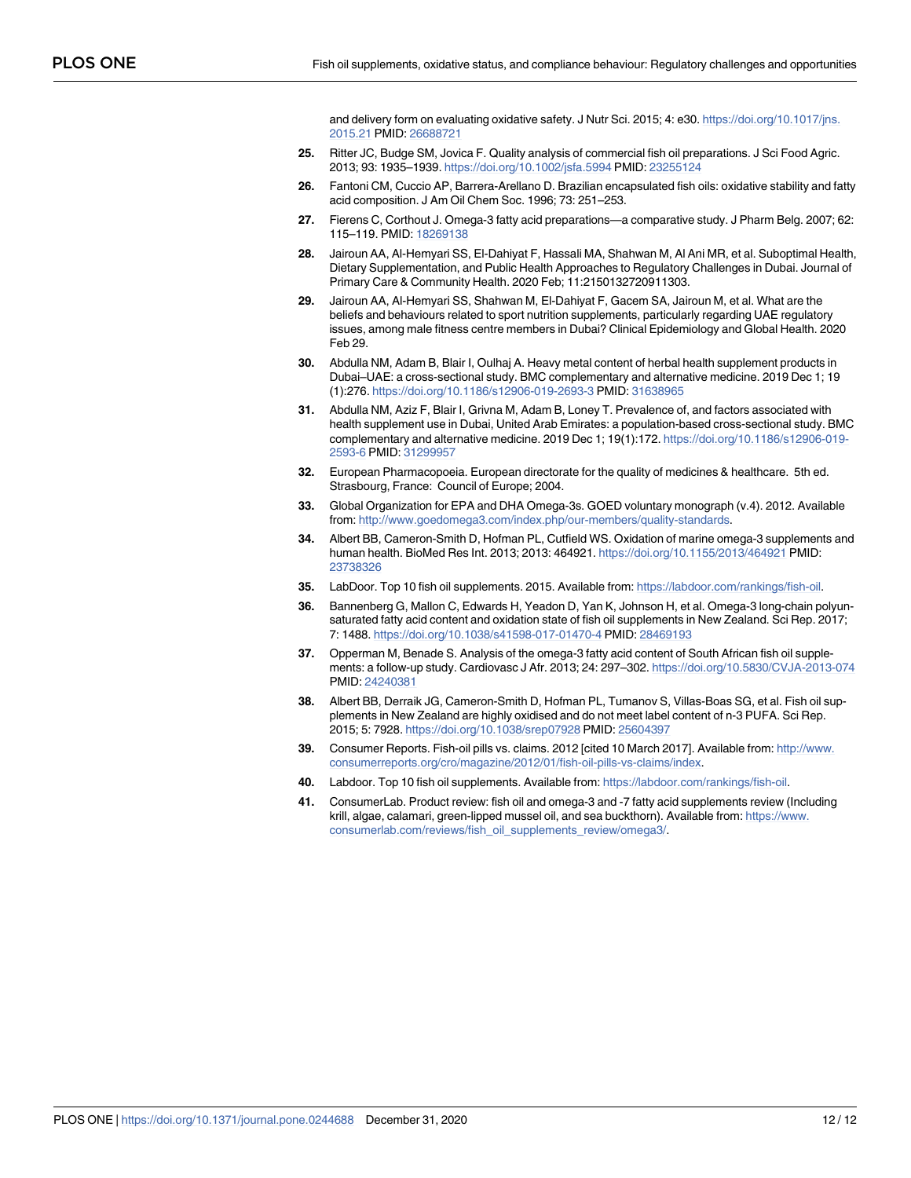and delivery form on evaluating oxidative safety. J Nutr Sci. 2015; 4: e30. https://doi.org/10.1017/jns.2015.21 PMID: 26688721

25. Ritter JC, Budge SM, Jovica F. Quality analysis of commercial fish oil preparations. J Sci Food Agric. 2013; 93: 1935–1939. https://doi.org/10.1002/jsfa.5994 PMID: 23255124
26. Fantoni CM, Cuccio AP, Barrera-Arellano D. Brazilian encapsulated fish oils: oxidative stability and fatty acid composition. J Am Oil Chem Soc. 1996; 73: 251–253.
27. Fierens C, Corthout J. Omega-3 fatty acid preparations—a comparative study. J Pharm Belg. 2007; 62: 115–119. PMID: 18269138
28. Jairoun AA, Al-Hemyari SS, El-Dahiyat F, Hassali MA, Shahwan M, Al Ani MR, et al. Suboptimal Health, Dietary Supplementation, and Public Health Approaches to Regulatory Challenges in Dubai. Journal of Primary Care & Community Health. 2020 Feb; 11:2150132720911303.
29. Jairoun AA, Al-Hemyari SS, Shahwan M, El-Dahiyat F, Gacem SA, Jairoun M, et al. What are the beliefs and behaviours related to sport nutrition supplements, particularly regarding UAE regulatory issues, among male fitness centre members in Dubai? Clinical Epidemiology and Global Health. 2020 Feb 29.
30. Abdulla NM, Adam B, Blair I, Oulhaj A. Heavy metal content of herbal health supplement products in Dubai–UAE: a cross-sectional study. BMC complementary and alternative medicine. 2019 Dec 1; 19 (1):276. https://doi.org/10.1186/s12906-019-2693-3 PMID: 31638965
31. Abdulla NM, Aziz F, Blair I, Grivna M, Adam B, Loney T. Prevalence of, and factors associated with health supplement use in Dubai, United Arab Emirates: a population-based cross-sectional study. BMC complementary and alternative medicine. 2019 Dec 1; 19(1):172. https://doi.org/10.1186/s12906-019-2593-6 PMID: 31299957
32. European Pharmacopoeia. European directorate for the quality of medicines & healthcare. 5th ed. Strasbourg, France: Council of Europe; 2004.
33. Global Organization for EPA and DHA Omega-3s. GOED voluntary monograph (v.4). 2012. Available from: http://www.goedomega3.com/index.php/our-members/quality-standards.
34. Albert BB, Cameron-Smith D, Hofman PL, Cutfield WS. Oxidation of marine omega-3 supplements and human health. BioMed Res Int. 2013; 2013: 464921. https://doi.org/10.1155/2013/464921 PMID: 23738326
35. LabDoor. Top 10 fish oil supplements. 2015. Available from: https://labdoor.com/rankings/fish-oil.
36. Bannenberg G, Mallon C, Edwards H, Yeadon D, Yan K, Johnson H, et al. Omega-3 long-chain polyunsaturated fatty acid content and oxidation state of fish oil supplements in New Zealand. Sci Rep. 2017; 7: 1488. https://doi.org/10.1038/s41598-017-01470-4 PMID: 28469193
37. Opperman M, Benade S. Analysis of the omega-3 fatty acid content of South African fish oil supplements: a follow-up study. Cardiovasc J Afr. 2013; 24: 297–302. https://doi.org/10.5830/CVJA-2013-074 PMID: 24240381
38. Albert BB, Derraik JG, Cameron-Smith D, Hofman PL, Tumanov S, Villas-Boas SG, et al. Fish oil supplements in New Zealand are highly oxidised and do not meet label content of n-3 PUFA. Sci Rep. 2015; 5: 7928. https://doi.org/10.1038/srep07928 PMID: 25604397
39. Consumer Reports. Fish-oil pills vs. claims. 2012 [cited 10 March 2017]. Available from: http://www.consumerreports.org/cro/magazine/2012/01/fish-oil-pills-vs-claims/index.
40. Labdoor. Top 10 fish oil supplements. Available from: https://labdoor.com/rankings/fish-oil.
41. ConsumerLab. Product review: fish oil and omega-3 and -7 fatty acid supplements review (Including krill, algae, calamari, green-lipped mussel oil, and sea buckthorn). Available from: https://www.consumerlab.com/reviews/fish_oil_supplements_review/omega3/.